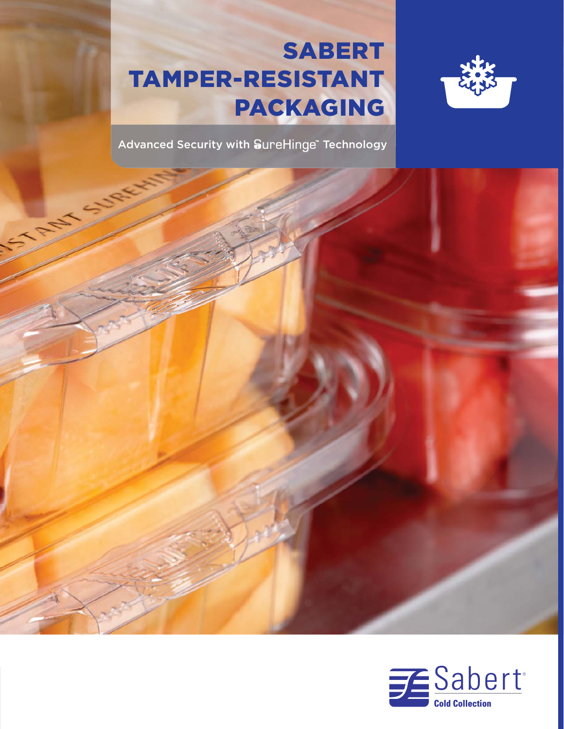# SABERT TAMPER-RESISTANT PACKAGING

Advanced Security with SureHinge™ Technology

Sabert®
Cold Collection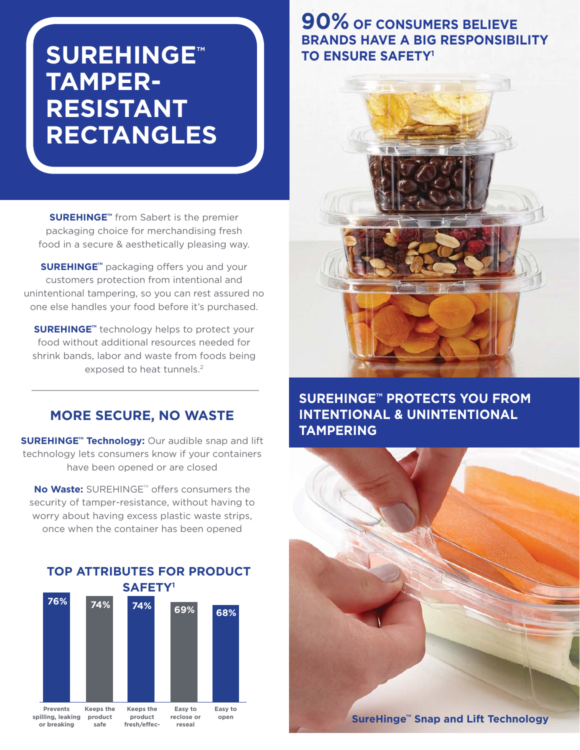# SUREHINGE™ TAMPER-RESISTANT RECTANGLES

**SUREHINGE™** from Sabert is the premier packaging choice for merchandising fresh food in a secure & aesthetically pleasing way.

**SUREHINGE™** packaging offers you and your customers protection from intentional and unintentional tampering, so you can rest assured no one else handles your food before it's purchased.

**SUREHINGE™** technology helps to protect your food without additional resources needed for shrink bands, labor and waste from foods being exposed to heat tunnels.[2]

## MORE SECURE, NO WASTE

**SUREHINGE™ Technology:** Our audible snap and lift technology lets consumers know if your containers have been opened or are closed

**No Waste:** SUREHINGE™ offers consumers the security of tamper-resistance, without having to worry about having excess plastic waste strips, once when the container has been opened

## TOP ATTRIBUTES FOR PRODUCT SAFETY[1]

| Attribute | % |
|---|---|
| Prevents spilling, leaking or breaking | 76% |
| Keeps the product safe | 74% |
| Keeps the product fresh/effec- | 74% |
| Easy to reclose or reseal | 69% |
| Easy to open | 68% |

## 90% OF CONSUMERS BELIEVE BRANDS HAVE A BIG RESPONSIBILITY TO ENSURE SAFETY[1]

## SUREHINGE™ PROTECTS YOU FROM INTENTIONAL & UNINTENTIONAL TAMPERING

**SureHinge™ Snap and Lift Technology**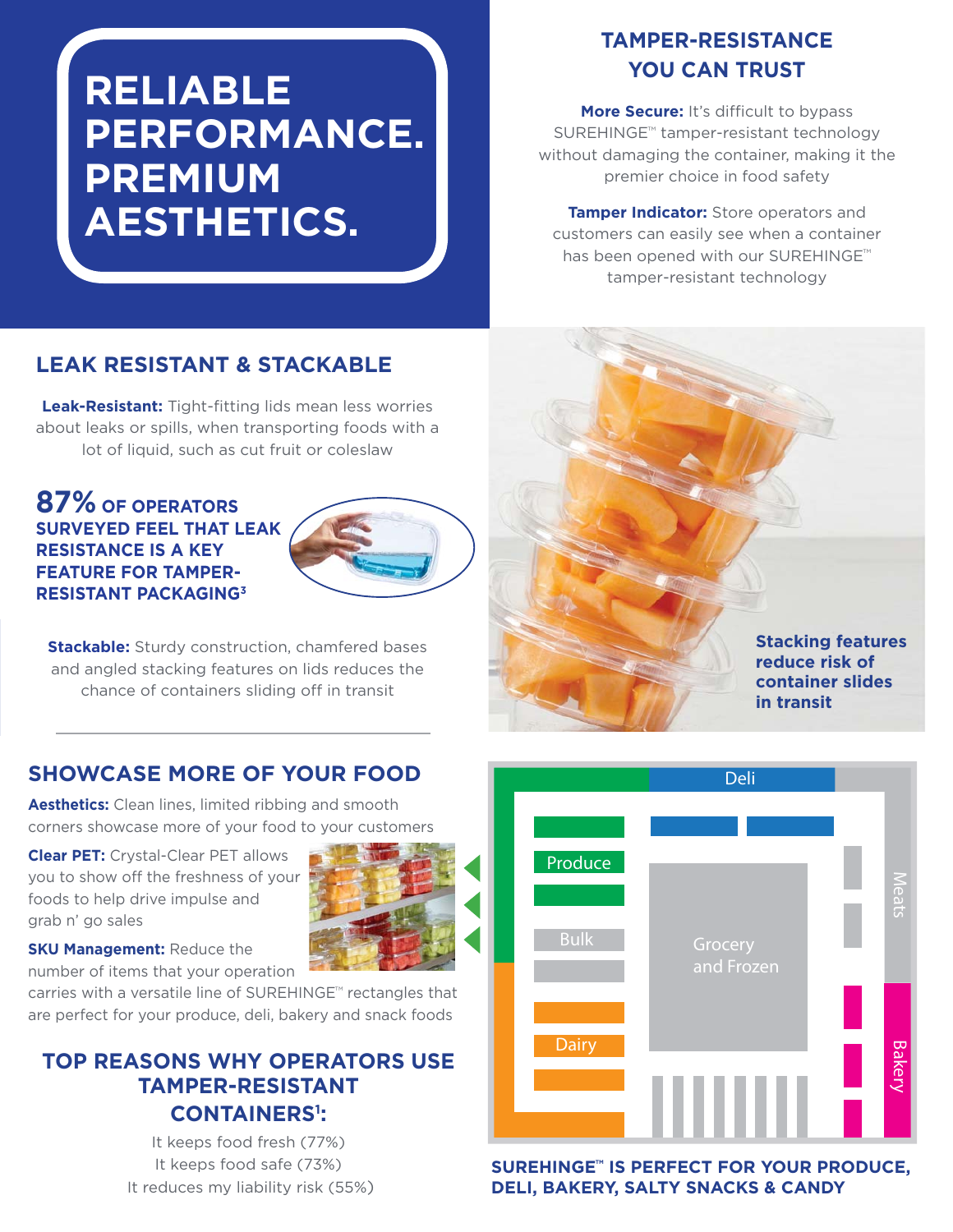# RELIABLE PERFORMANCE. PREMIUM AESTHETICS.

## TAMPER-RESISTANCE YOU CAN TRUST

**More Secure:** It's difficult to bypass SUREHINGE™ tamper-resistant technology without damaging the container, making it the premier choice in food safety

**Tamper Indicator:** Store operators and customers can easily see when a container has been opened with our SUREHINGE™ tamper-resistant technology

## LEAK RESISTANT & STACKABLE

**Leak-Resistant:** Tight-fitting lids mean less worries about leaks or spills, when transporting foods with a lot of liquid, such as cut fruit or coleslaw

**87% OF OPERATORS SURVEYED FEEL THAT LEAK RESISTANCE IS A KEY FEATURE FOR TAMPER-RESISTANT PACKAGING[3]**

**Stackable:** Sturdy construction, chamfered bases and angled stacking features on lids reduces the chance of containers sliding off in transit

**Stacking features reduce risk of container slides in transit**

## SHOWCASE MORE OF YOUR FOOD

**Aesthetics:** Clean lines, limited ribbing and smooth corners showcase more of your food to your customers

**Clear PET:** Crystal-Clear PET allows you to show off the freshness of your foods to help drive impulse and grab n' go sales

**SKU Management:** Reduce the number of items that your operation carries with a versatile line of SUREHINGE™ rectangles that are perfect for your produce, deli, bakery and snack foods

Deli

Produce

Bulk

Dairy

Grocery and Frozen

Meats

Bakery

**SUREHINGE™ IS PERFECT FOR YOUR PRODUCE, DELI, BAKERY, SALTY SNACKS & CANDY**

## TOP REASONS WHY OPERATORS USE TAMPER-RESISTANT CONTAINERS[1]:

It keeps food fresh (77%)

It keeps food safe (73%)

It reduces my liability risk (55%)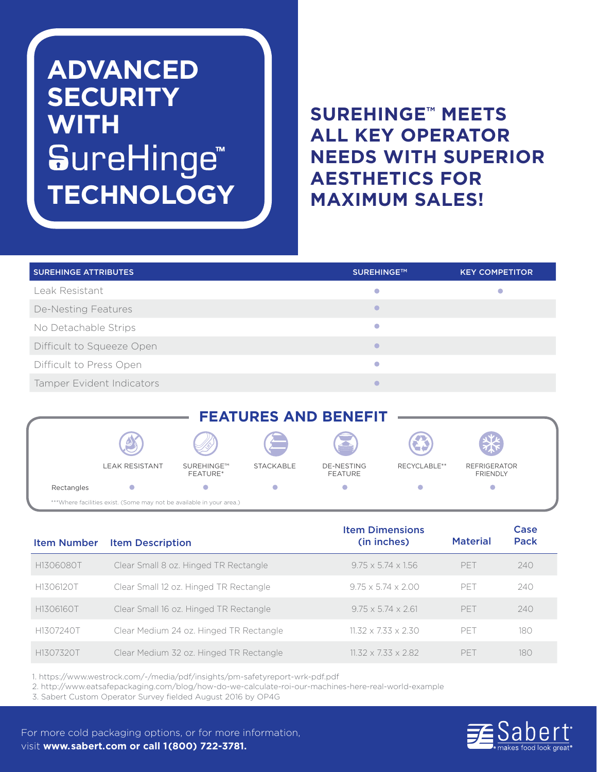# ADVANCED SECURITY WITH SureHinge™ TECHNOLOGY

## SUREHINGE™ MEETS ALL KEY OPERATOR NEEDS WITH SUPERIOR AESTHETICS FOR MAXIMUM SALES!

| SUREHINGE ATTRIBUTES | SUREHINGE™ | KEY COMPETITOR |
|---|---|---|
| Leak Resistant | • | • |
| De-Nesting Features | • | |
| No Detachable Strips | • | |
| Difficult to Squeeze Open | • | |
| Difficult to Press Open | • | |
| Tamper Evident Indicators | • | |

## FEATURES AND BENEFIT

| | LEAK RESISTANT | SUREHINGE™ FEATURE* | STACKABLE | DE-NESTING FEATURE | RECYCLABLE** | REFRIGERATOR FRIENDLY |
|---|---|---|---|---|---|---|
| Rectangles | • | • | • | • | • | • |

***Where facilities exist. (Some may not be available in your area.)

| Item Number | Item Description | Item Dimensions (in inches) | Material | Case Pack |
|---|---|---|---|---|
| H1306080T | Clear Small 8 oz. Hinged TR Rectangle | 9.75 x 5.74 x 1.56 | PET | 240 |
| H1306120T | Clear Small 12 oz. Hinged TR Rectangle | 9.75 x 5.74 x 2.00 | PET | 240 |
| H1306160T | Clear Small 16 oz. Hinged TR Rectangle | 9.75 x 5.74 x 2.61 | PET | 240 |
| H1307240T | Clear Medium 24 oz. Hinged TR Rectangle | 11.32 x 7.33 x 2.30 | PET | 180 |
| H1307320T | Clear Medium 32 oz. Hinged TR Rectangle | 11.32 x 7.33 x 2.82 | PET | 180 |

1. https://www.westrock.com/-/media/pdf/insights/pm-safetyreport-wrk-pdf.pdf
2. http://www.eatsafepackaging.com/blog/how-do-we-calculate-roi-our-machines-here-real-world-example
3. Sabert Custom Operator Survey fielded August 2016 by OP4G

For more cold packaging options, or for more information, visit **www.sabert.com or call 1(800) 722-3781.**

Sabert® makes food look great®